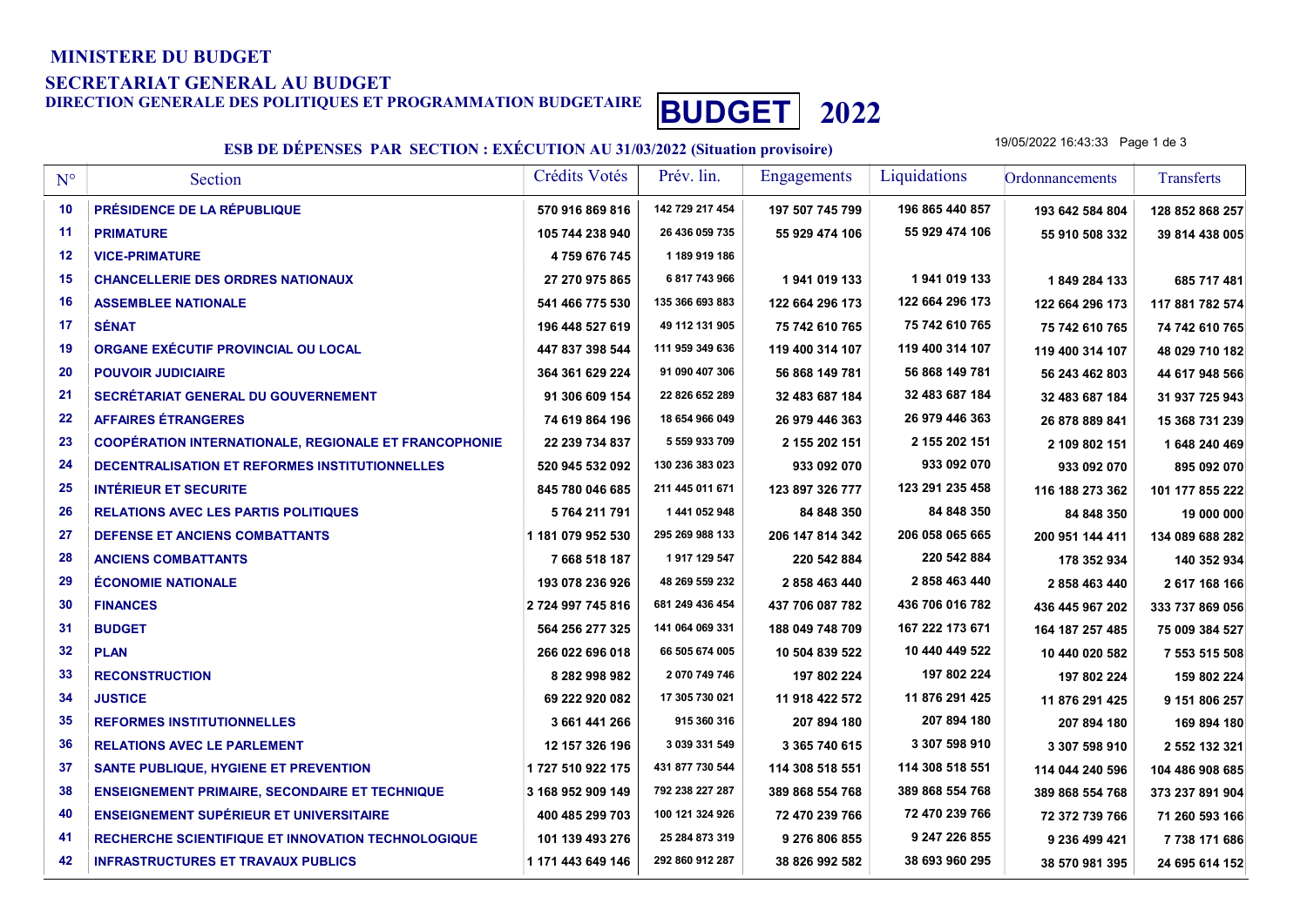**MINISTERE DU BUDGET**

**SECRETARIAT GENERAL AU BUDGET**

**DIRECTION GENERALE DES POLITIQUES ET PROGRAMMATION BUDGETAIRE**

# BUDGET 2022

## ESB DE DÉPENSES PAR SECTION : EXÉCUTION AU 31/03/2022 (Situation provisoire)

19/05/2022 16:43:33

| N° | Section | Crédits Votés | Prév. lin. | Engagements | Liquidations | Ordonnancements | Transferts |
|---|---|---|---|---|---|---|---|
| 10 | PRÉSIDENCE DE LA RÉPUBLIQUE | 570 916 869 816 | 142 729 217 454 | 197 507 745 799 | 196 865 440 857 | 193 642 584 804 | 128 852 868 257 |
| 11 | PRIMATURE | 105 744 238 940 | 26 436 059 735 | 55 929 474 106 | 55 929 474 106 | 55 910 508 332 | 39 814 438 005 |
| 12 | VICE-PRIMATURE | 4 759 676 745 | 1 189 919 186 | | | | |
| 15 | CHANCELLERIE DES ORDRES NATIONAUX | 27 270 975 865 | 6 817 743 966 | 1 941 019 133 | 1 941 019 133 | 1 849 284 133 | 685 717 481 |
| 16 | ASSEMBLEE NATIONALE | 541 466 775 530 | 135 366 693 883 | 122 664 296 173 | 122 664 296 173 | 122 664 296 173 | 117 881 782 574 |
| 17 | SÉNAT | 196 448 527 619 | 49 112 131 905 | 75 742 610 765 | 75 742 610 765 | 75 742 610 765 | 74 742 610 765 |
| 19 | ORGANE EXÉCUTIF PROVINCIAL OU LOCAL | 447 837 398 544 | 111 959 349 636 | 119 400 314 107 | 119 400 314 107 | 119 400 314 107 | 48 029 710 182 |
| 20 | POUVOIR JUDICIAIRE | 364 361 629 224 | 91 090 407 306 | 56 868 149 781 | 56 868 149 781 | 56 243 462 803 | 44 617 948 566 |
| 21 | SECRÉTARIAT GENERAL DU GOUVERNEMENT | 91 306 609 154 | 22 826 652 289 | 32 483 687 184 | 32 483 687 184 | 32 483 687 184 | 31 937 725 943 |
| 22 | AFFAIRES ÉTRANGERES | 74 619 864 196 | 18 654 966 049 | 26 979 446 363 | 26 979 446 363 | 26 878 889 841 | 15 368 731 239 |
| 23 | COOPÉRATION INTERNATIONALE, REGIONALE ET FRANCOPHONIE | 22 239 734 837 | 5 559 933 709 | 2 155 202 151 | 2 155 202 151 | 2 109 802 151 | 1 648 240 469 |
| 24 | DECENTRALISATION ET REFORMES INSTITUTIONNELLES | 520 945 532 092 | 130 236 383 023 | 933 092 070 | 933 092 070 | 933 092 070 | 895 092 070 |
| 25 | INTÉRIEUR ET SECURITE | 845 780 046 685 | 211 445 011 671 | 123 897 326 777 | 123 291 235 458 | 116 188 273 362 | 101 177 855 222 |
| 26 | RELATIONS AVEC LES PARTIS POLITIQUES | 5 764 211 791 | 1 441 052 948 | 84 848 350 | 84 848 350 | 84 848 350 | 19 000 000 |
| 27 | DEFENSE ET ANCIENS COMBATTANTS | 1 181 079 952 530 | 295 269 988 133 | 206 147 814 342 | 206 058 065 665 | 200 951 144 411 | 134 089 688 282 |
| 28 | ANCIENS COMBATTANTS | 7 668 518 187 | 1 917 129 547 | 220 542 884 | 220 542 884 | 178 352 934 | 140 352 934 |
| 29 | ÉCONOMIE NATIONALE | 193 078 236 926 | 48 269 559 232 | 2 858 463 440 | 2 858 463 440 | 2 858 463 440 | 2 617 168 166 |
| 30 | FINANCES | 2 724 997 745 816 | 681 249 436 454 | 437 706 087 782 | 436 706 016 782 | 436 445 967 202 | 333 737 869 056 |
| 31 | BUDGET | 564 256 277 325 | 141 064 069 331 | 188 049 748 709 | 167 222 173 671 | 164 187 257 485 | 75 009 384 527 |
| 32 | PLAN | 266 022 696 018 | 66 505 674 005 | 10 504 839 522 | 10 440 449 522 | 10 440 020 582 | 7 553 515 508 |
| 33 | RECONSTRUCTION | 8 282 998 982 | 2 070 749 746 | 197 802 224 | 197 802 224 | 197 802 224 | 159 802 224 |
| 34 | JUSTICE | 69 222 920 082 | 17 305 730 021 | 11 918 422 572 | 11 876 291 425 | 11 876 291 425 | 9 151 806 257 |
| 35 | REFORMES INSTITUTIONNELLES | 3 661 441 266 | 915 360 316 | 207 894 180 | 207 894 180 | 207 894 180 | 169 894 180 |
| 36 | RELATIONS AVEC LE PARLEMENT | 12 157 326 196 | 3 039 331 549 | 3 365 740 615 | 3 307 598 910 | 3 307 598 910 | 2 552 132 321 |
| 37 | SANTE PUBLIQUE, HYGIENE ET PREVENTION | 1 727 510 922 175 | 431 877 730 544 | 114 308 518 551 | 114 308 518 551 | 114 044 240 596 | 104 486 908 685 |
| 38 | ENSEIGNEMENT PRIMAIRE, SECONDAIRE ET TECHNIQUE | 3 168 952 909 149 | 792 238 227 287 | 389 868 554 768 | 389 868 554 768 | 389 868 554 768 | 373 237 891 904 |
| 40 | ENSEIGNEMENT SUPÉRIEUR ET UNIVERSITAIRE | 400 485 299 703 | 100 121 324 926 | 72 470 239 766 | 72 470 239 766 | 72 372 739 766 | 71 260 593 166 |
| 41 | RECHERCHE SCIENTIFIQUE ET INNOVATION TECHNOLOGIQUE | 101 139 493 276 | 25 284 873 319 | 9 276 806 855 | 9 247 226 855 | 9 236 499 421 | 7 738 171 686 |
| 42 | INFRASTRUCTURES ET TRAVAUX PUBLICS | 1 171 443 649 146 | 292 860 912 287 | 38 826 992 582 | 38 693 960 295 | 38 570 981 395 | 24 695 614 152 |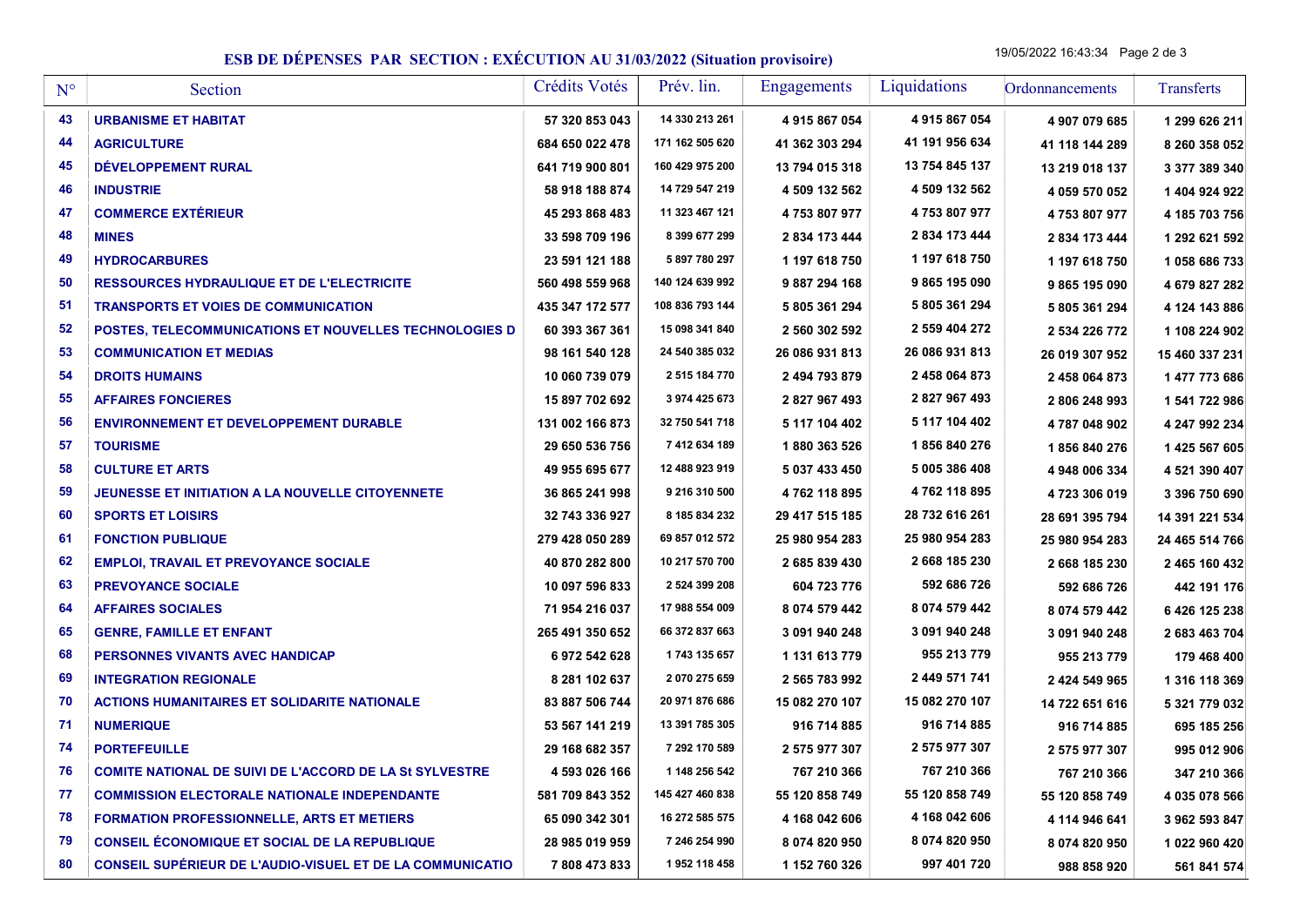# ESB DE DÉPENSES PAR SECTION : EXÉCUTION AU 31/03/2022 (Situation provisoire)

19/05/2022 16:43:34

| N° | Section | Crédits Votés | Prév. lin. | Engagements | Liquidations | Ordonnancements | Transferts |
|---|---|---|---|---|---|---|---|
| 43 | **URBANISME ET HABITAT** | 57 320 853 043 | 14 330 213 261 | 4 915 867 054 | 4 915 867 054 | 4 907 079 685 | 1 299 626 211 |
| 44 | **AGRICULTURE** | 684 650 022 478 | 171 162 505 620 | 41 362 303 294 | 41 191 956 634 | 41 118 144 289 | 8 260 358 052 |
| 45 | **DÉVELOPPEMENT RURAL** | 641 719 900 801 | 160 429 975 200 | 13 794 015 318 | 13 754 845 137 | 13 219 018 137 | 3 377 389 340 |
| 46 | **INDUSTRIE** | 58 918 188 874 | 14 729 547 219 | 4 509 132 562 | 4 509 132 562 | 4 059 570 052 | 1 404 924 922 |
| 47 | **COMMERCE EXTÉRIEUR** | 45 293 868 483 | 11 323 467 121 | 4 753 807 977 | 4 753 807 977 | 4 753 807 977 | 4 185 703 756 |
| 48 | **MINES** | 33 598 709 196 | 8 399 677 299 | 2 834 173 444 | 2 834 173 444 | 2 834 173 444 | 1 292 621 592 |
| 49 | **HYDROCARBURES** | 23 591 121 188 | 5 897 780 297 | 1 197 618 750 | 1 197 618 750 | 1 197 618 750 | 1 058 686 733 |
| 50 | **RESSOURCES HYDRAULIQUE ET DE L'ELECTRICITE** | 560 498 559 968 | 140 124 639 992 | 9 887 294 168 | 9 865 195 090 | 9 865 195 090 | 4 679 827 282 |
| 51 | **TRANSPORTS ET VOIES DE COMMUNICATION** | 435 347 172 577 | 108 836 793 144 | 5 805 361 294 | 5 805 361 294 | 5 805 361 294 | 4 124 143 886 |
| 52 | **POSTES, TELECOMMUNICATIONS ET NOUVELLES TECHNOLOGIES D** | 60 393 367 361 | 15 098 341 840 | 2 560 302 592 | 2 559 404 272 | 2 534 226 772 | 1 108 224 902 |
| 53 | **COMMUNICATION ET MEDIAS** | 98 161 540 128 | 24 540 385 032 | 26 086 931 813 | 26 086 931 813 | 26 019 307 952 | 15 460 337 231 |
| 54 | **DROITS HUMAINS** | 10 060 739 079 | 2 515 184 770 | 2 494 793 879 | 2 458 064 873 | 2 458 064 873 | 1 477 773 686 |
| 55 | **AFFAIRES FONCIERES** | 15 897 702 692 | 3 974 425 673 | 2 827 967 493 | 2 827 967 493 | 2 806 248 993 | 1 541 722 986 |
| 56 | **ENVIRONNEMENT ET DEVELOPPEMENT DURABLE** | 131 002 166 873 | 32 750 541 718 | 5 117 104 402 | 5 117 104 402 | 4 787 048 902 | 4 247 992 234 |
| 57 | **TOURISME** | 29 650 536 756 | 7 412 634 189 | 1 880 363 526 | 1 856 840 276 | 1 856 840 276 | 1 425 567 605 |
| 58 | **CULTURE ET ARTS** | 49 955 695 677 | 12 488 923 919 | 5 037 433 450 | 5 005 386 408 | 4 948 006 334 | 4 521 390 407 |
| 59 | **JEUNESSE ET INITIATION A LA NOUVELLE CITOYENNETE** | 36 865 241 998 | 9 216 310 500 | 4 762 118 895 | 4 762 118 895 | 4 723 306 019 | 3 396 750 690 |
| 60 | **SPORTS ET LOISIRS** | 32 743 336 927 | 8 185 834 232 | 29 417 515 185 | 28 732 616 261 | 28 691 395 794 | 14 391 221 534 |
| 61 | **FONCTION PUBLIQUE** | 279 428 050 289 | 69 857 012 572 | 25 980 954 283 | 25 980 954 283 | 25 980 954 283 | 24 465 514 766 |
| 62 | **EMPLOI, TRAVAIL ET PREVOYANCE SOCIALE** | 40 870 282 800 | 10 217 570 700 | 2 685 839 430 | 2 668 185 230 | 2 668 185 230 | 2 465 160 432 |
| 63 | **PREVOYANCE SOCIALE** | 10 097 596 833 | 2 524 399 208 | 604 723 776 | 592 686 726 | 592 686 726 | 442 191 176 |
| 64 | **AFFAIRES SOCIALES** | 71 954 216 037 | 17 988 554 009 | 8 074 579 442 | 8 074 579 442 | 8 074 579 442 | 6 426 125 238 |
| 65 | **GENRE, FAMILLE ET ENFANT** | 265 491 350 652 | 66 372 837 663 | 3 091 940 248 | 3 091 940 248 | 3 091 940 248 | 2 683 463 704 |
| 68 | **PERSONNES VIVANTS AVEC HANDICAP** | 6 972 542 628 | 1 743 135 657 | 1 131 613 779 | 955 213 779 | 955 213 779 | 179 468 400 |
| 69 | **INTEGRATION REGIONALE** | 8 281 102 637 | 2 070 275 659 | 2 565 783 992 | 2 449 571 741 | 2 424 549 965 | 1 316 118 369 |
| 70 | **ACTIONS HUMANITAIRES ET SOLIDARITE NATIONALE** | 83 887 506 744 | 20 971 876 686 | 15 082 270 107 | 15 082 270 107 | 14 722 651 616 | 5 321 779 032 |
| 71 | **NUMERIQUE** | 53 567 141 219 | 13 391 785 305 | 916 714 885 | 916 714 885 | 916 714 885 | 695 185 256 |
| 74 | **PORTEFEUILLE** | 29 168 682 357 | 7 292 170 589 | 2 575 977 307 | 2 575 977 307 | 2 575 977 307 | 995 012 906 |
| 76 | **COMITE NATIONAL DE SUIVI DE L'ACCORD DE LA St SYLVESTRE** | 4 593 026 166 | 1 148 256 542 | 767 210 366 | 767 210 366 | 767 210 366 | 347 210 366 |
| 77 | **COMMISSION ELECTORALE NATIONALE INDEPENDANTE** | 581 709 843 352 | 145 427 460 838 | 55 120 858 749 | 55 120 858 749 | 55 120 858 749 | 4 035 078 566 |
| 78 | **FORMATION PROFESSIONNELLE, ARTS ET METIERS** | 65 090 342 301 | 16 272 585 575 | 4 168 042 606 | 4 168 042 606 | 4 114 946 641 | 3 962 593 847 |
| 79 | **CONSEIL ÉCONOMIQUE ET SOCIAL DE LA REPUBLIQUE** | 28 985 019 959 | 7 246 254 990 | 8 074 820 950 | 8 074 820 950 | 8 074 820 950 | 1 022 960 420 |
| 80 | **CONSEIL SUPÉRIEUR DE L'AUDIO-VISUEL ET DE LA COMMUNICATIO** | 7 808 473 833 | 1 952 118 458 | 1 152 760 326 | 997 401 720 | 988 858 920 | 561 841 574 |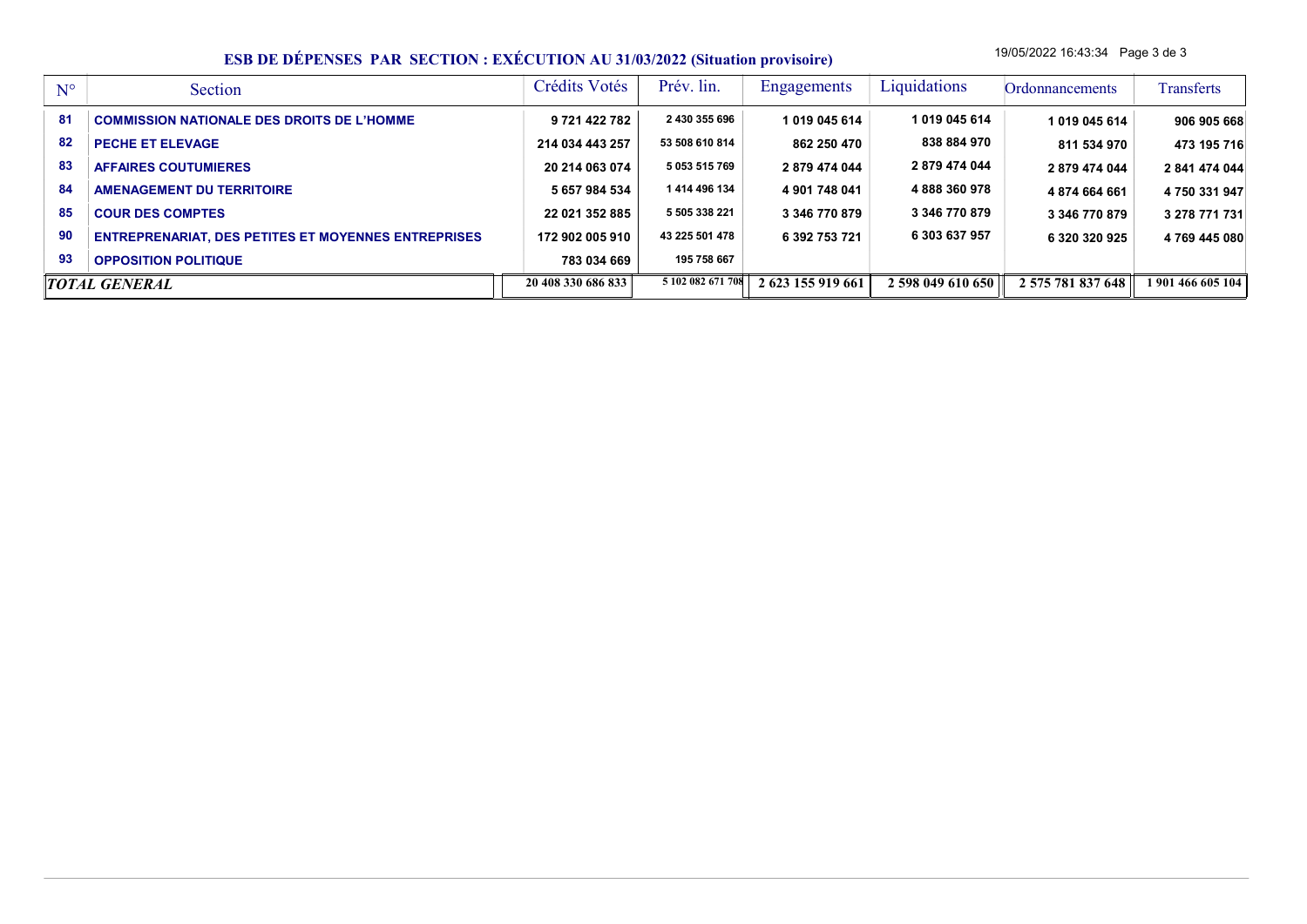## ESB DE DÉPENSES PAR SECTION : EXÉCUTION AU 31/03/2022 (Situation provisoire)

19/05/2022 16:43:34

| N° | Section | Crédits Votés | Prév. lin. | Engagements | Liquidations | Ordonnancements | Transferts |
|---|---|---|---|---|---|---|---|
| 81 | **COMMISSION NATIONALE DES DROITS DE L'HOMME** | 9 721 422 782 | 2 430 355 696 | 1 019 045 614 | 1 019 045 614 | 1 019 045 614 | 906 905 668 |
| 82 | **PECHE ET ELEVAGE** | 214 034 443 257 | 53 508 610 814 | 862 250 470 | 838 884 970 | 811 534 970 | 473 195 716 |
| 83 | **AFFAIRES COUTUMIERES** | 20 214 063 074 | 5 053 515 769 | 2 879 474 044 | 2 879 474 044 | 2 879 474 044 | 2 841 474 044 |
| 84 | **AMENAGEMENT DU TERRITOIRE** | 5 657 984 534 | 1 414 496 134 | 4 901 748 041 | 4 888 360 978 | 4 874 664 661 | 4 750 331 947 |
| 85 | **COUR DES COMPTES** | 22 021 352 885 | 5 505 338 221 | 3 346 770 879 | 3 346 770 879 | 3 346 770 879 | 3 278 771 731 |
| 90 | **ENTREPRENARIAT, DES PETITES ET MOYENNES ENTREPRISES** | 172 902 005 910 | 43 225 501 478 | 6 392 753 721 | 6 303 637 957 | 6 320 320 925 | 4 769 445 080 |
| 93 | **OPPOSITION POLITIQUE** | 783 034 669 | 195 758 667 | | | | |
| ***TOTAL GENERAL*** | | 20 408 330 686 833 | 5 102 082 671 708 | 2 623 155 919 661 | 2 598 049 610 650 | 2 575 781 837 648 | 1 901 466 605 104 |